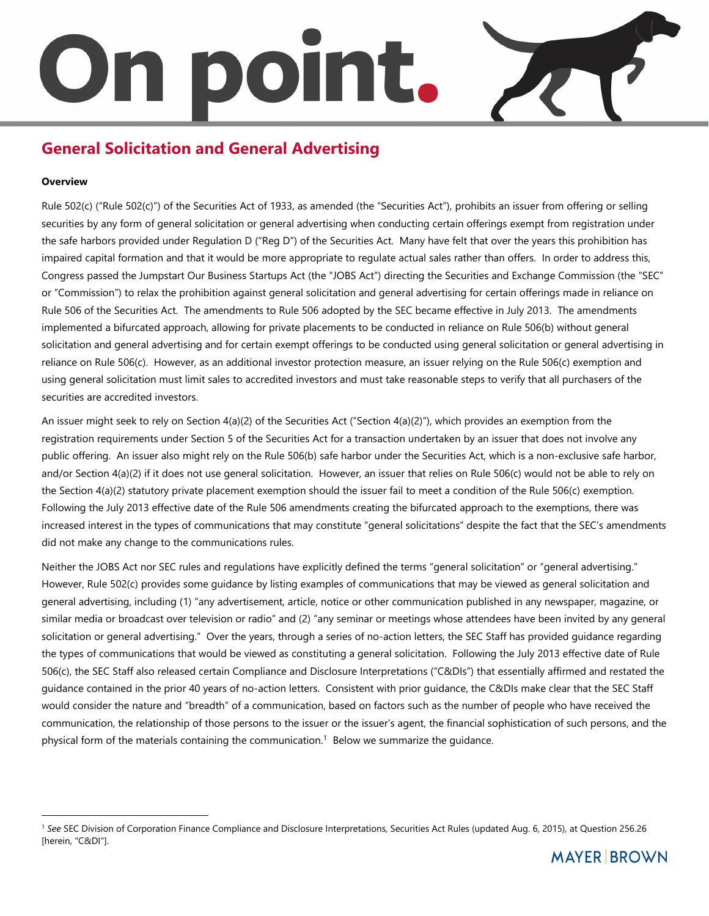# General Solicitation and General Advertising

**Overview**

Rule 502(c) ("Rule 502(c)") of the Securities Act of 1933, as amended (the "Securities Act"), prohibits an issuer from offering or selling securities by any form of general solicitation or general advertising when conducting certain offerings exempt from registration under the safe harbors provided under Regulation D ("Reg D") of the Securities Act. Many have felt that over the years this prohibition has impaired capital formation and that it would be more appropriate to regulate actual sales rather than offers. In order to address this, Congress passed the Jumpstart Our Business Startups Act (the "JOBS Act") directing the Securities and Exchange Commission (the "SEC" or "Commission") to relax the prohibition against general solicitation and general advertising for certain offerings made in reliance on Rule 506 of the Securities Act. The amendments to Rule 506 adopted by the SEC became effective in July 2013. The amendments implemented a bifurcated approach, allowing for private placements to be conducted in reliance on Rule 506(b) without general solicitation and general advertising and for certain exempt offerings to be conducted using general solicitation or general advertising in reliance on Rule 506(c). However, as an additional investor protection measure, an issuer relying on the Rule 506(c) exemption and using general solicitation must limit sales to accredited investors and must take reasonable steps to verify that all purchasers of the securities are accredited investors.

An issuer might seek to rely on Section 4(a)(2) of the Securities Act ("Section 4(a)(2)"), which provides an exemption from the registration requirements under Section 5 of the Securities Act for a transaction undertaken by an issuer that does not involve any public offering. An issuer also might rely on the Rule 506(b) safe harbor under the Securities Act, which is a non-exclusive safe harbor, and/or Section 4(a)(2) if it does not use general solicitation. However, an issuer that relies on Rule 506(c) would not be able to rely on the Section 4(a)(2) statutory private placement exemption should the issuer fail to meet a condition of the Rule 506(c) exemption. Following the July 2013 effective date of the Rule 506 amendments creating the bifurcated approach to the exemptions, there was increased interest in the types of communications that may constitute "general solicitations" despite the fact that the SEC's amendments did not make any change to the communications rules.

Neither the JOBS Act nor SEC rules and regulations have explicitly defined the terms "general solicitation" or "general advertising." However, Rule 502(c) provides some guidance by listing examples of communications that may be viewed as general solicitation and general advertising, including (1) "any advertisement, article, notice or other communication published in any newspaper, magazine, or similar media or broadcast over television or radio" and (2) "any seminar or meetings whose attendees have been invited by any general solicitation or general advertising." Over the years, through a series of no-action letters, the SEC Staff has provided guidance regarding the types of communications that would be viewed as constituting a general solicitation. Following the July 2013 effective date of Rule 506(c), the SEC Staff also released certain Compliance and Disclosure Interpretations ("C&DIs") that essentially affirmed and restated the guidance contained in the prior 40 years of no-action letters. Consistent with prior guidance, the C&DIs make clear that the SEC Staff would consider the nature and "breadth" of a communication, based on factors such as the number of people who have received the communication, the relationship of those persons to the issuer or the issuer's agent, the financial sophistication of such persons, and the physical form of the materials containing the communication.[1] Below we summarize the guidance.

[1] *See* SEC Division of Corporation Finance Compliance and Disclosure Interpretations, Securities Act Rules (updated Aug. 6, 2015), at Question 256.26 [herein, "C&DI"].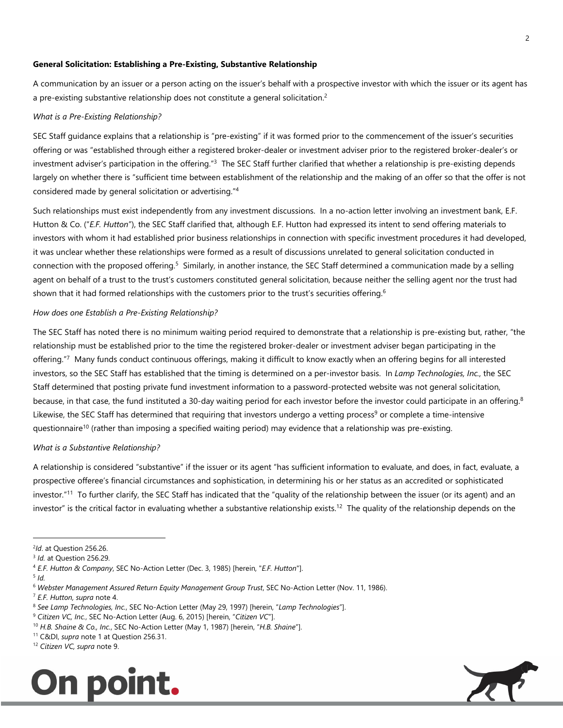**General Solicitation: Establishing a Pre-Existing, Substantive Relationship**

A communication by an issuer or a person acting on the issuer's behalf with a prospective investor with which the issuer or its agent has a pre-existing substantive relationship does not constitute a general solicitation.[2]

*What is a Pre-Existing Relationship?*

SEC Staff guidance explains that a relationship is "pre-existing" if it was formed prior to the commencement of the issuer's securities offering or was "established through either a registered broker-dealer or investment adviser prior to the registered broker-dealer's or investment adviser's participation in the offering."[3] The SEC Staff further clarified that whether a relationship is pre-existing depends largely on whether there is "sufficient time between establishment of the relationship and the making of an offer so that the offer is not considered made by general solicitation or advertising."[4]

Such relationships must exist independently from any investment discussions. In a no-action letter involving an investment bank, E.F. Hutton & Co. ("*E.F. Hutton*"), the SEC Staff clarified that, although E.F. Hutton had expressed its intent to send offering materials to investors with whom it had established prior business relationships in connection with specific investment procedures it had developed, it was unclear whether these relationships were formed as a result of discussions unrelated to general solicitation conducted in connection with the proposed offering.[5] Similarly, in another instance, the SEC Staff determined a communication made by a selling agent on behalf of a trust to the trust's customers constituted general solicitation, because neither the selling agent nor the trust had shown that it had formed relationships with the customers prior to the trust's securities offering.[6]

*How does one Establish a Pre-Existing Relationship?*

The SEC Staff has noted there is no minimum waiting period required to demonstrate that a relationship is pre-existing but, rather, "the relationship must be established prior to the time the registered broker-dealer or investment adviser began participating in the offering."[7] Many funds conduct continuous offerings, making it difficult to know exactly when an offering begins for all interested investors, so the SEC Staff has established that the timing is determined on a per-investor basis. In *Lamp Technologies, Inc.*, the SEC Staff determined that posting private fund investment information to a password-protected website was not general solicitation, because, in that case, the fund instituted a 30-day waiting period for each investor before the investor could participate in an offering.[8] Likewise, the SEC Staff has determined that requiring that investors undergo a vetting process[9] or complete a time-intensive questionnaire[10] (rather than imposing a specified waiting period) may evidence that a relationship was pre-existing.

*What is a Substantive Relationship?*

A relationship is considered "substantive" if the issuer or its agent "has sufficient information to evaluate, and does, in fact, evaluate, a prospective offeree's financial circumstances and sophistication, in determining his or her status as an accredited or sophisticated investor."[11] To further clarify, the SEC Staff has indicated that the "quality of the relationship between the issuer (or its agent) and an investor" is the critical factor in evaluating whether a substantive relationship exists.[12] The quality of the relationship depends on the

---

[2] *Id*. at Question 256.26.
[3] *Id.* at Question 256.29.
[4] *E.F. Hutton & Company*, SEC No-Action Letter (Dec. 3, 1985) [herein, "*E.F. Hutton*"].
[5] *Id.*
[6] *Webster Management Assured Return Equity Management Group Trust*, SEC No-Action Letter (Nov. 11, 1986).
[7] *E.F. Hutton, supra* note 4.
[8] *See Lamp Technologies, Inc.*, SEC No-Action Letter (May 29, 1997) [herein, "*Lamp Technologies*"].
[9] *Citizen VC, Inc.*, SEC No-Action Letter (Aug. 6, 2015) [herein, "*Citizen VC*"].
[10] *H.B. Shaine & Co., Inc.*, SEC No-Action Letter (May 1, 1987) [herein, "*H.B. Shaine*"].
[11] C&DI, *supra* note 1 at Question 256.31.
[12] *Citizen VC, supra* note 9.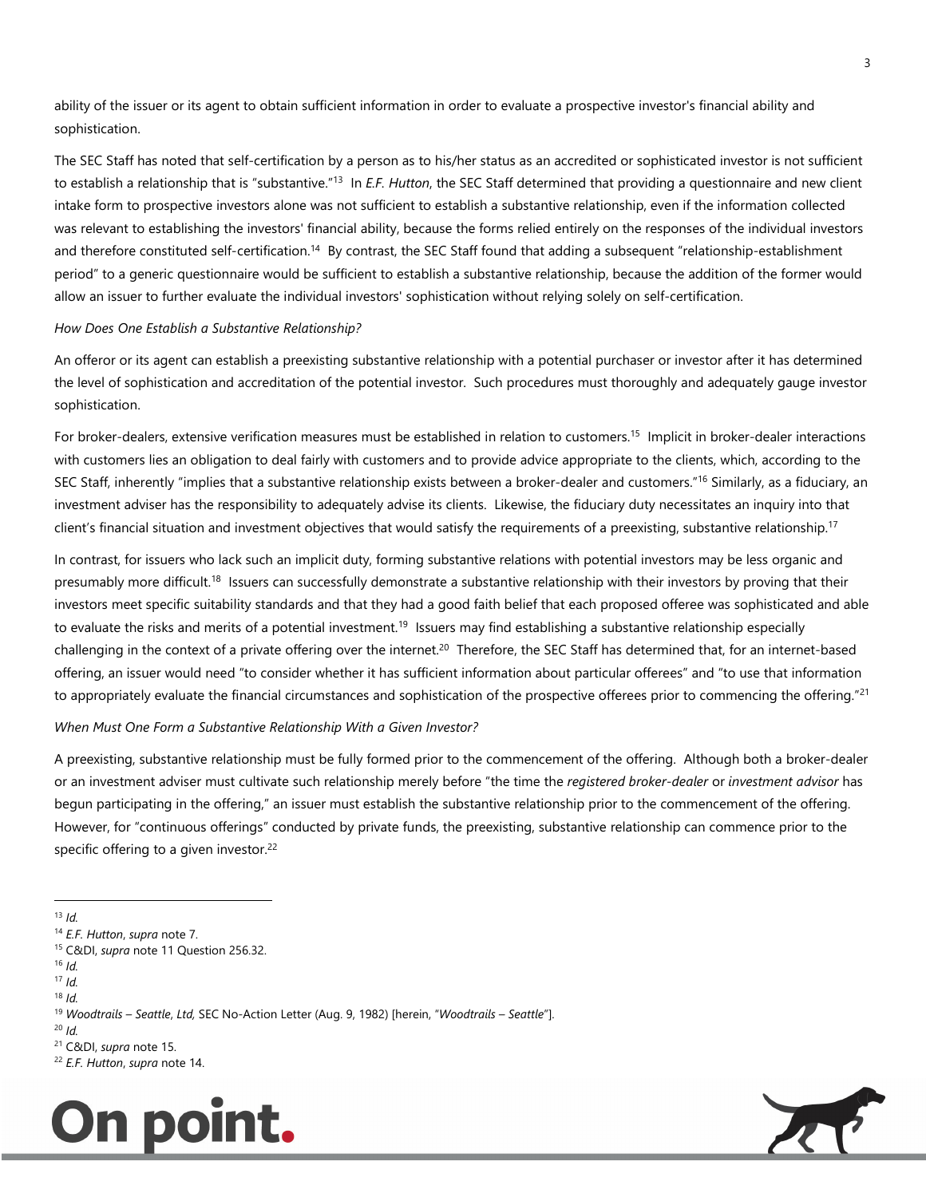ability of the issuer or its agent to obtain sufficient information in order to evaluate a prospective investor's financial ability and sophistication.

The SEC Staff has noted that self-certification by a person as to his/her status as an accredited or sophisticated investor is not sufficient to establish a relationship that is "substantive."[13] In *E.F. Hutton*, the SEC Staff determined that providing a questionnaire and new client intake form to prospective investors alone was not sufficient to establish a substantive relationship, even if the information collected was relevant to establishing the investors' financial ability, because the forms relied entirely on the responses of the individual investors and therefore constituted self-certification.[14] By contrast, the SEC Staff found that adding a subsequent "relationship-establishment period" to a generic questionnaire would be sufficient to establish a substantive relationship, because the addition of the former would allow an issuer to further evaluate the individual investors' sophistication without relying solely on self-certification.

*How Does One Establish a Substantive Relationship?*

An offeror or its agent can establish a preexisting substantive relationship with a potential purchaser or investor after it has determined the level of sophistication and accreditation of the potential investor. Such procedures must thoroughly and adequately gauge investor sophistication.

For broker-dealers, extensive verification measures must be established in relation to customers.[15] Implicit in broker-dealer interactions with customers lies an obligation to deal fairly with customers and to provide advice appropriate to the clients, which, according to the SEC Staff, inherently "implies that a substantive relationship exists between a broker-dealer and customers."[16] Similarly, as a fiduciary, an investment adviser has the responsibility to adequately advise its clients. Likewise, the fiduciary duty necessitates an inquiry into that client's financial situation and investment objectives that would satisfy the requirements of a preexisting, substantive relationship.[17]

In contrast, for issuers who lack such an implicit duty, forming substantive relations with potential investors may be less organic and presumably more difficult.[18] Issuers can successfully demonstrate a substantive relationship with their investors by proving that their investors meet specific suitability standards and that they had a good faith belief that each proposed offeree was sophisticated and able to evaluate the risks and merits of a potential investment.[19] Issuers may find establishing a substantive relationship especially challenging in the context of a private offering over the internet.[20] Therefore, the SEC Staff has determined that, for an internet-based offering, an issuer would need "to consider whether it has sufficient information about particular offerees" and "to use that information to appropriately evaluate the financial circumstances and sophistication of the prospective offerees prior to commencing the offering."[21]

*When Must One Form a Substantive Relationship With a Given Investor?*

A preexisting, substantive relationship must be fully formed prior to the commencement of the offering. Although both a broker-dealer or an investment adviser must cultivate such relationship merely before "the time the *registered broker-dealer* or *investment advisor* has begun participating in the offering," an issuer must establish the substantive relationship prior to the commencement of the offering. However, for "continuous offerings" conducted by private funds, the preexisting, substantive relationship can commence prior to the specific offering to a given investor.[22]

---

[13] *Id.*

[14] *E.F. Hutton*, *supra* note 7.

[15] C&DI, *supra* note 11 Question 256.32.

[16] *Id.*

[17] *Id.*

[18] *Id.*

[19] *Woodtrails – Seattle, Ltd,* SEC No-Action Letter (Aug. 9, 1982) [herein, "*Woodtrails – Seattle*"].

[20] *Id.*

[21] C&DI, *supra* note 15.

[22] *E.F. Hutton*, *supra* note 14.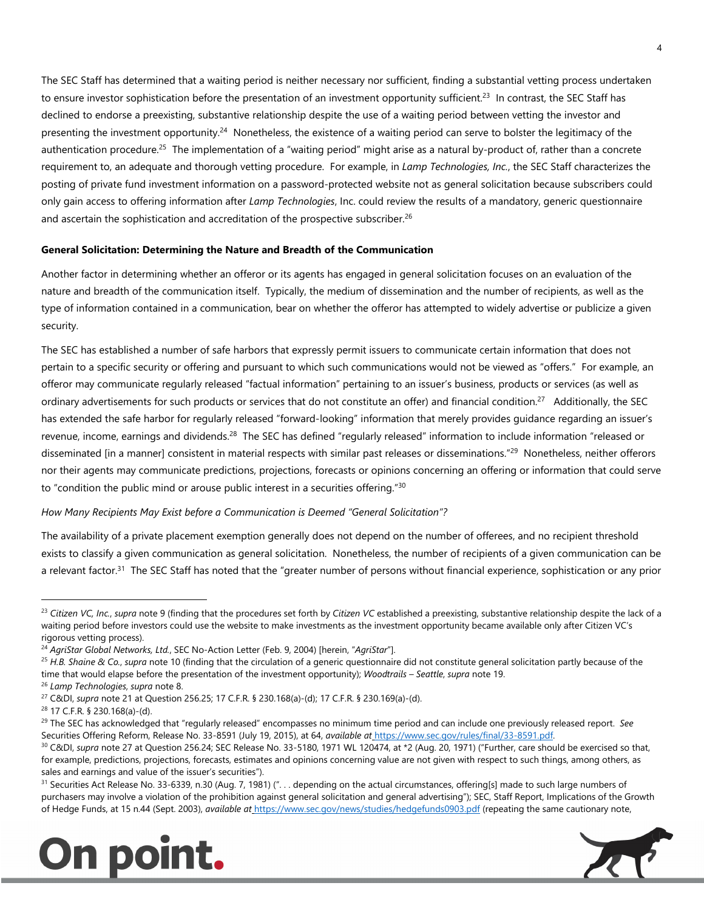The SEC Staff has determined that a waiting period is neither necessary nor sufficient, finding a substantial vetting process undertaken to ensure investor sophistication before the presentation of an investment opportunity sufficient.[23] In contrast, the SEC Staff has declined to endorse a preexisting, substantive relationship despite the use of a waiting period between vetting the investor and presenting the investment opportunity.[24] Nonetheless, the existence of a waiting period can serve to bolster the legitimacy of the authentication procedure.[25] The implementation of a "waiting period" might arise as a natural by-product of, rather than a concrete requirement to, an adequate and thorough vetting procedure. For example, in *Lamp Technologies, Inc.*, the SEC Staff characterizes the posting of private fund investment information on a password-protected website not as general solicitation because subscribers could only gain access to offering information after *Lamp Technologies*, Inc. could review the results of a mandatory, generic questionnaire and ascertain the sophistication and accreditation of the prospective subscriber.[26]

**General Solicitation: Determining the Nature and Breadth of the Communication**

Another factor in determining whether an offeror or its agents has engaged in general solicitation focuses on an evaluation of the nature and breadth of the communication itself. Typically, the medium of dissemination and the number of recipients, as well as the type of information contained in a communication, bear on whether the offeror has attempted to widely advertise or publicize a given security.

The SEC has established a number of safe harbors that expressly permit issuers to communicate certain information that does not pertain to a specific security or offering and pursuant to which such communications would not be viewed as "offers." For example, an offeror may communicate regularly released "factual information" pertaining to an issuer's business, products or services (as well as ordinary advertisements for such products or services that do not constitute an offer) and financial condition.[27] Additionally, the SEC has extended the safe harbor for regularly released "forward-looking" information that merely provides guidance regarding an issuer's revenue, income, earnings and dividends.[28] The SEC has defined "regularly released" information to include information "released or disseminated [in a manner] consistent in material respects with similar past releases or disseminations."[29] Nonetheless, neither offerors nor their agents may communicate predictions, projections, forecasts or opinions concerning an offering or information that could serve to "condition the public mind or arouse public interest in a securities offering."[30]

*How Many Recipients May Exist before a Communication is Deemed "General Solicitation"?*

The availability of a private placement exemption generally does not depend on the number of offerees, and no recipient threshold exists to classify a given communication as general solicitation. Nonetheless, the number of recipients of a given communication can be a relevant factor.[31] The SEC Staff has noted that the "greater number of persons without financial experience, sophistication or any prior

---

[23] *Citizen VC, Inc.*, *supra* note 9 (finding that the procedures set forth by *Citizen VC* established a preexisting, substantive relationship despite the lack of a waiting period before investors could use the website to make investments as the investment opportunity became available only after Citizen VC's rigorous vetting process).

[24] *AgriStar Global Networks, Ltd.*, SEC No-Action Letter (Feb. 9, 2004) [herein, "*AgriStar*"].

[25] *H.B. Shaine & Co.*, *supra* note 10 (finding that the circulation of a generic questionnaire did not constitute general solicitation partly because of the time that would elapse before the presentation of the investment opportunity); *Woodtrails – Seattle*, *supra* note 19.

[26] *Lamp Technologies*, *supra* note 8.

[27] C&DI, *supra* note 21 at Question 256.25; 17 C.F.R. § 230.168(a)-(d); 17 C.F.R. § 230.169(a)-(d).

[28] 17 C.F.R. § 230.168(a)-(d).

[29] The SEC has acknowledged that "regularly released" encompasses no minimum time period and can include one previously released report. *See* Securities Offering Reform, Release No. 33-8591 (July 19, 2015), at 64, *available at* https://www.sec.gov/rules/final/33-8591.pdf.

[30] C&DI, *supra* note 27 at Question 256.24; SEC Release No. 33-5180, 1971 WL 120474, at *2 (Aug. 20, 1971) ("Further, care should be exercised so that, for example, predictions, projections, forecasts, estimates and opinions concerning value are not given with respect to such things, among others, as sales and earnings and value of the issuer's securities").

[31] Securities Act Release No. 33-6339, n.30 (Aug. 7, 1981) (". . . depending on the actual circumstances, offering[s] made to such large numbers of purchasers may involve a violation of the prohibition against general solicitation and general advertising"); SEC, Staff Report, Implications of the Growth of Hedge Funds, at 15 n.44 (Sept. 2003), *available at* https://www.sec.gov/news/studies/hedgefunds0903.pdf (repeating the same cautionary note,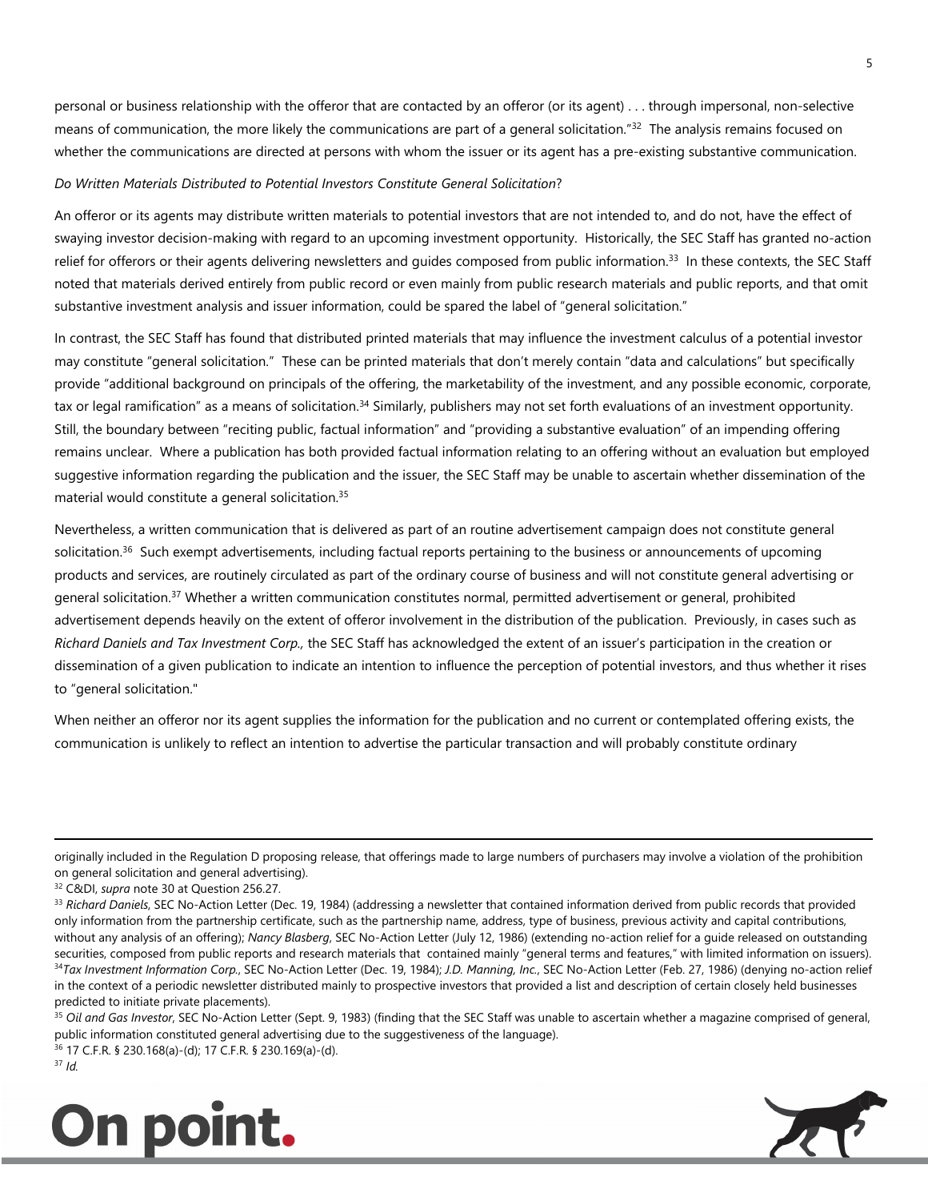personal or business relationship with the offeror that are contacted by an offeror (or its agent) . . . through impersonal, non-selective means of communication, the more likely the communications are part of a general solicitation."[32] The analysis remains focused on whether the communications are directed at persons with whom the issuer or its agent has a pre-existing substantive communication.

*Do Written Materials Distributed to Potential Investors Constitute General Solicitation*?

An offeror or its agents may distribute written materials to potential investors that are not intended to, and do not, have the effect of swaying investor decision-making with regard to an upcoming investment opportunity. Historically, the SEC Staff has granted no-action relief for offerors or their agents delivering newsletters and guides composed from public information.[33] In these contexts, the SEC Staff noted that materials derived entirely from public record or even mainly from public research materials and public reports, and that omit substantive investment analysis and issuer information, could be spared the label of "general solicitation."

In contrast, the SEC Staff has found that distributed printed materials that may influence the investment calculus of a potential investor may constitute "general solicitation." These can be printed materials that don't merely contain "data and calculations" but specifically provide "additional background on principals of the offering, the marketability of the investment, and any possible economic, corporate, tax or legal ramification" as a means of solicitation.[34] Similarly, publishers may not set forth evaluations of an investment opportunity. Still, the boundary between "reciting public, factual information" and "providing a substantive evaluation" of an impending offering remains unclear. Where a publication has both provided factual information relating to an offering without an evaluation but employed suggestive information regarding the publication and the issuer, the SEC Staff may be unable to ascertain whether dissemination of the material would constitute a general solicitation.[35]

Nevertheless, a written communication that is delivered as part of an routine advertisement campaign does not constitute general solicitation.[36] Such exempt advertisements, including factual reports pertaining to the business or announcements of upcoming products and services, are routinely circulated as part of the ordinary course of business and will not constitute general advertising or general solicitation.[37] Whether a written communication constitutes normal, permitted advertisement or general, prohibited advertisement depends heavily on the extent of offeror involvement in the distribution of the publication. Previously, in cases such as *Richard Daniels and Tax Investment Corp.,* the SEC Staff has acknowledged the extent of an issuer's participation in the creation or dissemination of a given publication to indicate an intention to influence the perception of potential investors, and thus whether it rises to "general solicitation."

When neither an offeror nor its agent supplies the information for the publication and no current or contemplated offering exists, the communication is unlikely to reflect an intention to advertise the particular transaction and will probably constitute ordinary

---

originally included in the Regulation D proposing release, that offerings made to large numbers of purchasers may involve a violation of the prohibition on general solicitation and general advertising).

[32] C&DI, *supra* note 30 at Question 256.27.

[33] *Richard Daniels*, SEC No-Action Letter (Dec. 19, 1984) (addressing a newsletter that contained information derived from public records that provided only information from the partnership certificate, such as the partnership name, address, type of business, previous activity and capital contributions, without any analysis of an offering); *Nancy Blasberg*, SEC No-Action Letter (July 12, 1986) (extending no-action relief for a guide released on outstanding securities, composed from public reports and research materials that contained mainly "general terms and features," with limited information on issuers).

[34] *Tax Investment Information Corp.*, SEC No-Action Letter (Dec. 19, 1984); *J.D. Manning, Inc.*, SEC No-Action Letter (Feb. 27, 1986) (denying no-action relief in the context of a periodic newsletter distributed mainly to prospective investors that provided a list and description of certain closely held businesses predicted to initiate private placements).

[35] *Oil and Gas Investor*, SEC No-Action Letter (Sept. 9, 1983) (finding that the SEC Staff was unable to ascertain whether a magazine comprised of general, public information constituted general advertising due to the suggestiveness of the language).

[36] 17 C.F.R. § 230.168(a)-(d); 17 C.F.R. § 230.169(a)-(d).

[37] *Id.*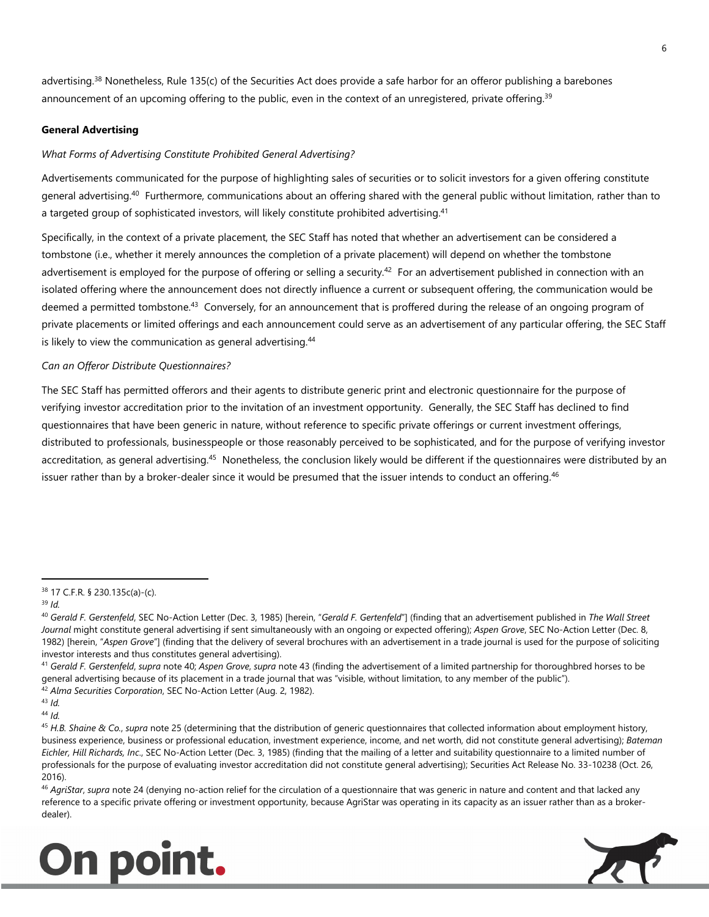advertising.[38] Nonetheless, Rule 135(c) of the Securities Act does provide a safe harbor for an offeror publishing a barebones announcement of an upcoming offering to the public, even in the context of an unregistered, private offering.[39]

**General Advertising**

*What Forms of Advertising Constitute Prohibited General Advertising?*

Advertisements communicated for the purpose of highlighting sales of securities or to solicit investors for a given offering constitute general advertising.[40] Furthermore, communications about an offering shared with the general public without limitation, rather than to a targeted group of sophisticated investors, will likely constitute prohibited advertising.[41]

Specifically, in the context of a private placement, the SEC Staff has noted that whether an advertisement can be considered a tombstone (i.e., whether it merely announces the completion of a private placement) will depend on whether the tombstone advertisement is employed for the purpose of offering or selling a security.[42] For an advertisement published in connection with an isolated offering where the announcement does not directly influence a current or subsequent offering, the communication would be deemed a permitted tombstone.[43] Conversely, for an announcement that is proffered during the release of an ongoing program of private placements or limited offerings and each announcement could serve as an advertisement of any particular offering, the SEC Staff is likely to view the communication as general advertising.[44]

*Can an Offeror Distribute Questionnaires?*

The SEC Staff has permitted offerors and their agents to distribute generic print and electronic questionnaire for the purpose of verifying investor accreditation prior to the invitation of an investment opportunity. Generally, the SEC Staff has declined to find questionnaires that have been generic in nature, without reference to specific private offerings or current investment offerings, distributed to professionals, businesspeople or those reasonably perceived to be sophisticated, and for the purpose of verifying investor accreditation, as general advertising.[45] Nonetheless, the conclusion likely would be different if the questionnaires were distributed by an issuer rather than by a broker-dealer since it would be presumed that the issuer intends to conduct an offering.[46]

---

[38] 17 C.F.R. § 230.135c(a)-(c).

[39] *Id.*

[40] *Gerald F. Gerstenfeld*, SEC No-Action Letter (Dec. 3, 1985) [herein, "*Gerald F. Gertenfeld*"] (finding that an advertisement published in *The Wall Street Journal* might constitute general advertising if sent simultaneously with an ongoing or expected offering); *Aspen Grove*, SEC No-Action Letter (Dec. 8, 1982) [herein, "*Aspen Grove*"] (finding that the delivery of several brochures with an advertisement in a trade journal is used for the purpose of soliciting investor interests and thus constitutes general advertising).

[41] *Gerald F. Gerstenfeld*, *supra* note 40; *Aspen Grove*, *supra* note 43 (finding the advertisement of a limited partnership for thoroughbred horses to be general advertising because of its placement in a trade journal that was "visible, without limitation, to any member of the public").

[42] *Alma Securities Corporation*, SEC No-Action Letter (Aug. 2, 1982).

[43] *Id.*

[44] *Id.*

[45] *H.B. Shaine & Co.*, *supra* note 25 (determining that the distribution of generic questionnaires that collected information about employment history, business experience, business or professional education, investment experience, income, and net worth, did not constitute general advertising); *Bateman Eichler, Hill Richards, Inc*., SEC No-Action Letter (Dec. 3, 1985) (finding that the mailing of a letter and suitability questionnaire to a limited number of professionals for the purpose of evaluating investor accreditation did not constitute general advertising); Securities Act Release No. 33-10238 (Oct. 26, 2016).

[46] *AgriStar*, *supra* note 24 (denying no-action relief for the circulation of a questionnaire that was generic in nature and content and that lacked any reference to a specific private offering or investment opportunity, because AgriStar was operating in its capacity as an issuer rather than as a broker-dealer).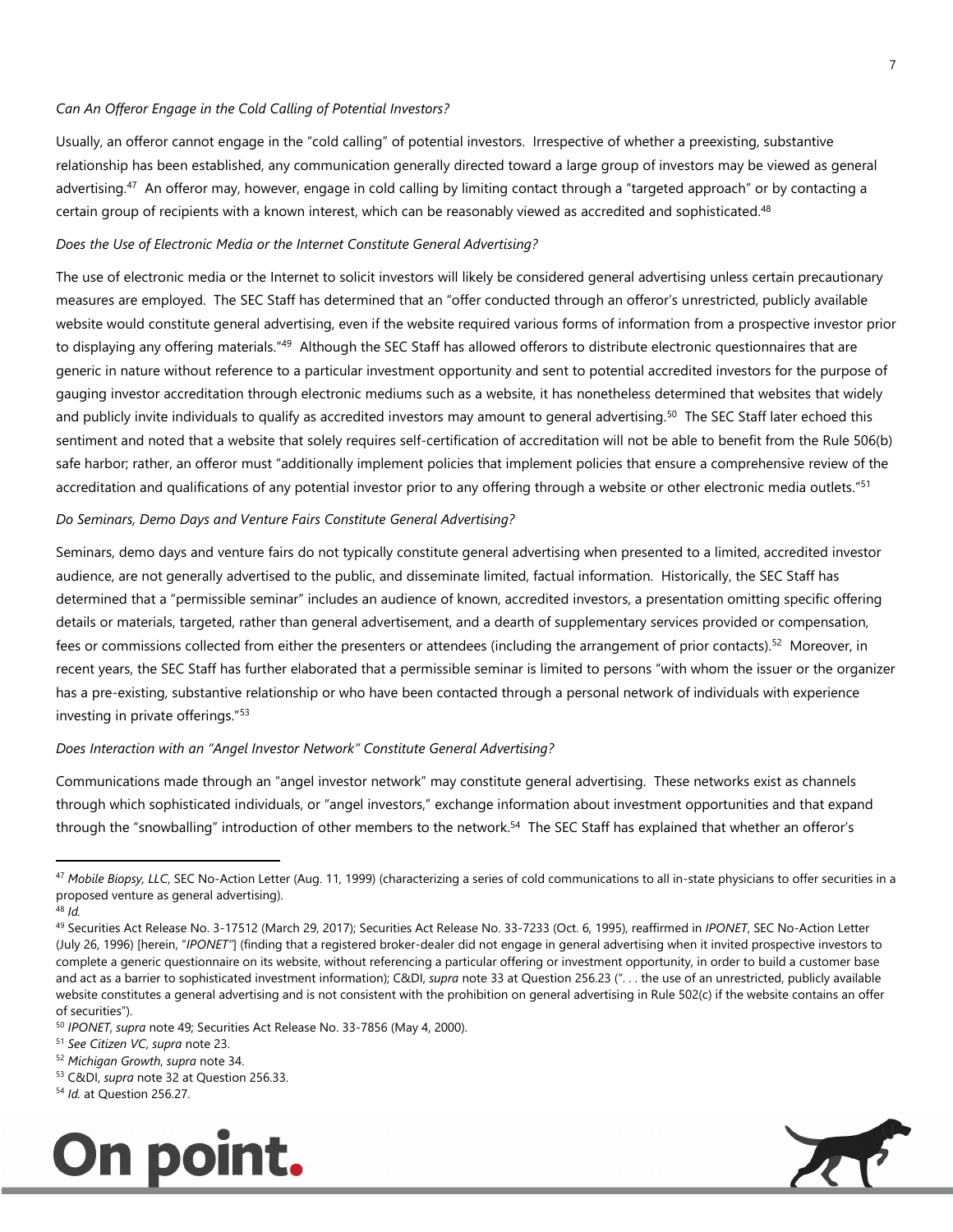*Can An Offeror Engage in the Cold Calling of Potential Investors?*

Usually, an offeror cannot engage in the "cold calling" of potential investors. Irrespective of whether a preexisting, substantive relationship has been established, any communication generally directed toward a large group of investors may be viewed as general advertising.[47] An offeror may, however, engage in cold calling by limiting contact through a "targeted approach" or by contacting a certain group of recipients with a known interest, which can be reasonably viewed as accredited and sophisticated.[48]

*Does the Use of Electronic Media or the Internet Constitute General Advertising?*

The use of electronic media or the Internet to solicit investors will likely be considered general advertising unless certain precautionary measures are employed. The SEC Staff has determined that an "offer conducted through an offeror's unrestricted, publicly available website would constitute general advertising, even if the website required various forms of information from a prospective investor prior to displaying any offering materials."[49] Although the SEC Staff has allowed offerors to distribute electronic questionnaires that are generic in nature without reference to a particular investment opportunity and sent to potential accredited investors for the purpose of gauging investor accreditation through electronic mediums such as a website, it has nonetheless determined that websites that widely and publicly invite individuals to qualify as accredited investors may amount to general advertising.[50] The SEC Staff later echoed this sentiment and noted that a website that solely requires self-certification of accreditation will not be able to benefit from the Rule 506(b) safe harbor; rather, an offeror must "additionally implement policies that implement policies that ensure a comprehensive review of the accreditation and qualifications of any potential investor prior to any offering through a website or other electronic media outlets."[51]

*Do Seminars, Demo Days and Venture Fairs Constitute General Advertising?*

Seminars, demo days and venture fairs do not typically constitute general advertising when presented to a limited, accredited investor audience, are not generally advertised to the public, and disseminate limited, factual information. Historically, the SEC Staff has determined that a "permissible seminar" includes an audience of known, accredited investors, a presentation omitting specific offering details or materials, targeted, rather than general advertisement, and a dearth of supplementary services provided or compensation, fees or commissions collected from either the presenters or attendees (including the arrangement of prior contacts).[52] Moreover, in recent years, the SEC Staff has further elaborated that a permissible seminar is limited to persons "with whom the issuer or the organizer has a pre-existing, substantive relationship or who have been contacted through a personal network of individuals with experience investing in private offerings."[53]

*Does Interaction with an "Angel Investor Network" Constitute General Advertising?*

Communications made through an "angel investor network" may constitute general advertising. These networks exist as channels through which sophisticated individuals, or "angel investors," exchange information about investment opportunities and that expand through the "snowballing" introduction of other members to the network.[54] The SEC Staff has explained that whether an offeror's

---

[47] *Mobile Biopsy, LLC*, SEC No-Action Letter (Aug. 11, 1999) (characterizing a series of cold communications to all in-state physicians to offer securities in a proposed venture as general advertising).

[48] *Id.*

[49] Securities Act Release No. 3-17512 (March 29, 2017); Securities Act Release No. 33-7233 (Oct. 6, 1995), reaffirmed in *IPONET*, SEC No-Action Letter (July 26, 1996) [herein, "*IPONET*"] (finding that a registered broker-dealer did not engage in general advertising when it invited prospective investors to complete a generic questionnaire on its website, without referencing a particular offering or investment opportunity, in order to build a customer base and act as a barrier to sophisticated investment information); C&DI, *supra* note 33 at Question 256.23 (". . . the use of an unrestricted, publicly available website constitutes a general advertising and is not consistent with the prohibition on general advertising in Rule 502(c) if the website contains an offer of securities").

[50] *IPONET*, *supra* note 49; Securities Act Release No. 33-7856 (May 4, 2000).

[51] *See Citizen VC*, *supra* note 23.

[52] *Michigan Growth*, *supra* note 34.

[53] C&DI, *supra* note 32 at Question 256.33.

[54] *Id.* at Question 256.27.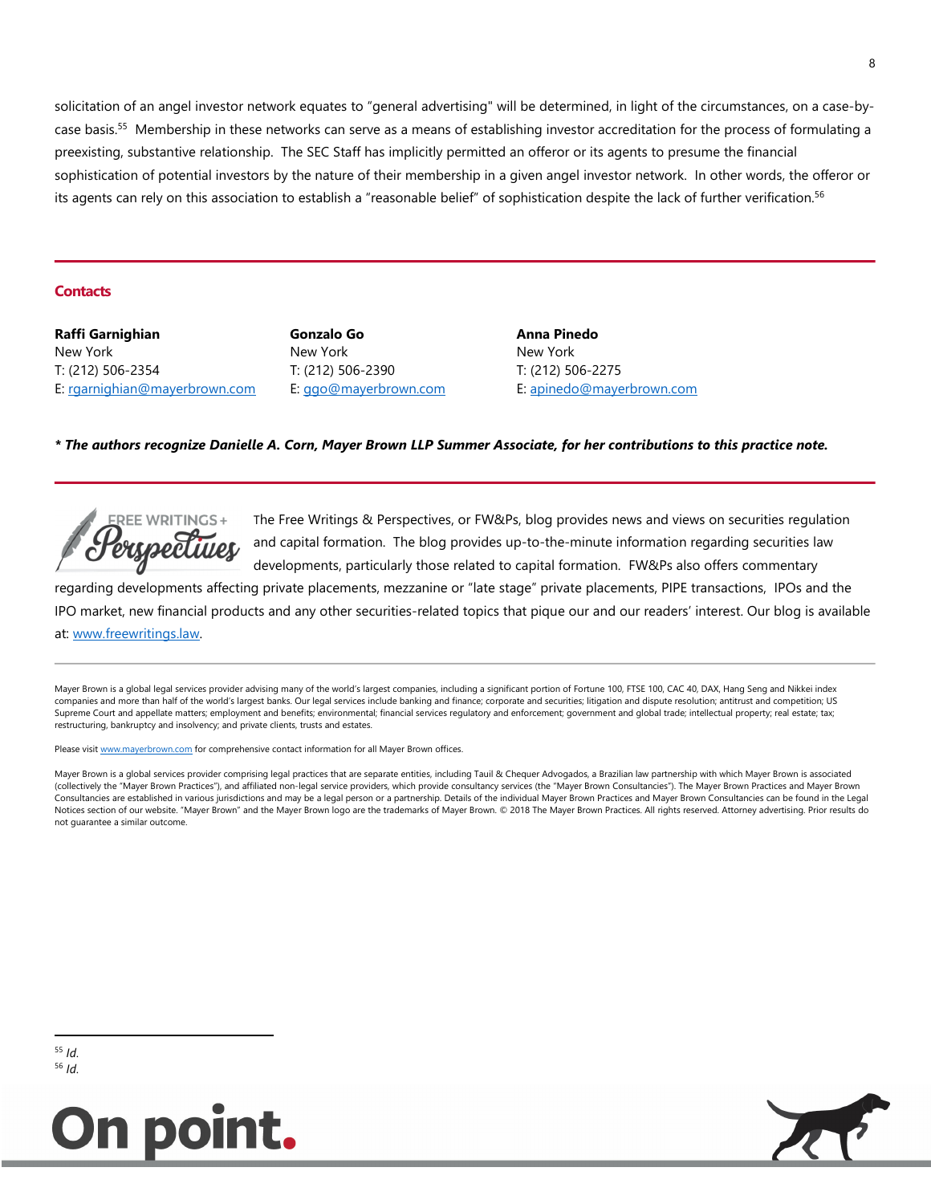solicitation of an angel investor network equates to "general advertising" will be determined, in light of the circumstances, on a case-by-case basis.[55] Membership in these networks can serve as a means of establishing investor accreditation for the process of formulating a preexisting, substantive relationship. The SEC Staff has implicitly permitted an offeror or its agents to presume the financial sophistication of potential investors by the nature of their membership in a given angel investor network. In other words, the offeror or its agents can rely on this association to establish a "reasonable belief" of sophistication despite the lack of further verification.[56]

## Contacts

**Raffi Garnighian**
New York
T: (212) 506-2354
E: rgarnighian@mayerbrown.com

**Gonzalo Go**
New York
T: (212) 506-2390
E: ggo@mayerbrown.com

**Anna Pinedo**
New York
T: (212) 506-2275
E: apinedo@mayerbrown.com

***\* The authors recognize Danielle A. Corn, Mayer Brown LLP Summer Associate, for her contributions to this practice note.***

FREE WRITINGS + Perspectives

The Free Writings & Perspectives, or FW&Ps, blog provides news and views on securities regulation and capital formation. The blog provides up-to-the-minute information regarding securities law developments, particularly those related to capital formation. FW&Ps also offers commentary regarding developments affecting private placements, mezzanine or "late stage" private placements, PIPE transactions, IPOs and the IPO market, new financial products and any other securities-related topics that pique our and our readers' interest. Our blog is available at: www.freewritings.law.

Mayer Brown is a global legal services provider advising many of the world's largest companies, including a significant portion of Fortune 100, FTSE 100, CAC 40, DAX, Hang Seng and Nikkei index companies and more than half of the world's largest banks. Our legal services include banking and finance; corporate and securities; litigation and dispute resolution; antitrust and competition; US Supreme Court and appellate matters; employment and benefits; environmental; financial services regulatory and enforcement; government and global trade; intellectual property; real estate; tax; restructuring, bankruptcy and insolvency; and private clients, trusts and estates.

Please visit www.mayerbrown.com for comprehensive contact information for all Mayer Brown offices.

Mayer Brown is a global services provider comprising legal practices that are separate entities, including Tauil & Chequer Advogados, a Brazilian law partnership with which Mayer Brown is associated (collectively the "Mayer Brown Practices"), and affiliated non-legal service providers, which provide consultancy services (the "Mayer Brown Consultancies"). The Mayer Brown Practices and Mayer Brown Consultancies are established in various jurisdictions and may be a legal person or a partnership. Details of the individual Mayer Brown Practices and Mayer Brown Consultancies can be found in the Legal Notices section of our website. "Mayer Brown" and the Mayer Brown logo are the trademarks of Mayer Brown. © 2018 The Mayer Brown Practices. All rights reserved. Attorney advertising. Prior results do not guarantee a similar outcome.

---

[55] *Id.*
[56] *Id.*

On point.